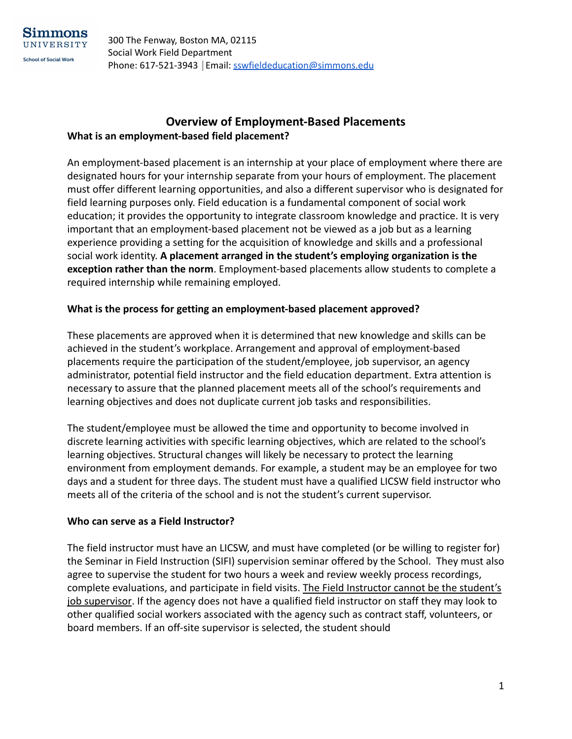Simmons UNIVERSITY
School of Social Work

300 The Fenway, Boston MA, 02115
Social Work Field Department
Phone: 617-521-3943 | Email: sswfieldeducation@simmons.edu

# Overview of Employment-Based Placements

### What is an employment-based field placement?

An employment-based placement is an internship at your place of employment where there are designated hours for your internship separate from your hours of employment. The placement must offer different learning opportunities, and also a different supervisor who is designated for field learning purposes only. Field education is a fundamental component of social work education; it provides the opportunity to integrate classroom knowledge and practice. It is very important that an employment-based placement not be viewed as a job but as a learning experience providing a setting for the acquisition of knowledge and skills and a professional social work identity. **A placement arranged in the student's employing organization is the exception rather than the norm**. Employment-based placements allow students to complete a required internship while remaining employed.

### What is the process for getting an employment-based placement approved?

These placements are approved when it is determined that new knowledge and skills can be achieved in the student's workplace. Arrangement and approval of employment-based placements require the participation of the student/employee, job supervisor, an agency administrator, potential field instructor and the field education department. Extra attention is necessary to assure that the planned placement meets all of the school's requirements and learning objectives and does not duplicate current job tasks and responsibilities.

The student/employee must be allowed the time and opportunity to become involved in discrete learning activities with specific learning objectives, which are related to the school's learning objectives. Structural changes will likely be necessary to protect the learning environment from employment demands. For example, a student may be an employee for two days and a student for three days. The student must have a qualified LICSW field instructor who meets all of the criteria of the school and is not the student's current supervisor.

### Who can serve as a Field Instructor?

The field instructor must have an LICSW, and must have completed (or be willing to register for) the Seminar in Field Instruction (SIFI) supervision seminar offered by the School. They must also agree to supervise the student for two hours a week and review weekly process recordings, complete evaluations, and participate in field visits. <u>The Field Instructor cannot be the student's job supervisor</u>. If the agency does not have a qualified field instructor on staff they may look to other qualified social workers associated with the agency such as contract staff, volunteers, or board members. If an off-site supervisor is selected, the student should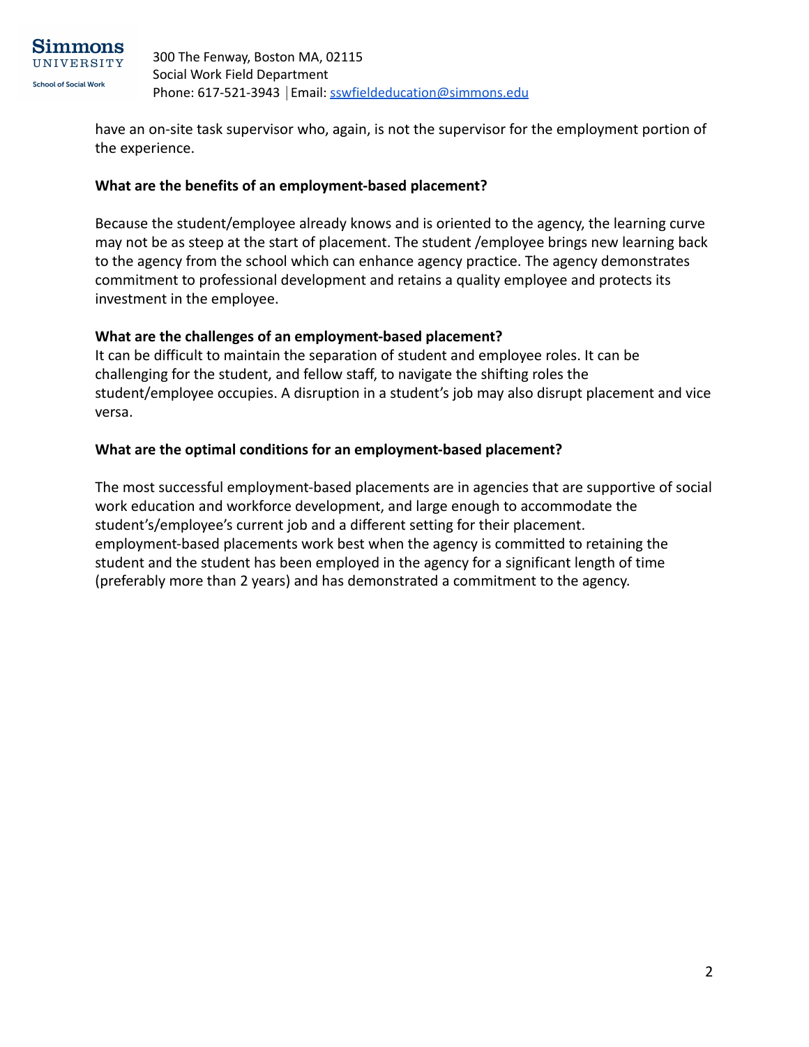have an on-site task supervisor who, again, is not the supervisor for the employment portion of the experience.

**What are the benefits of an employment-based placement?**

Because the student/employee already knows and is oriented to the agency, the learning curve may not be as steep at the start of placement. The student /employee brings new learning back to the agency from the school which can enhance agency practice. The agency demonstrates commitment to professional development and retains a quality employee and protects its investment in the employee.

**What are the challenges of an employment-based placement?**

It can be difficult to maintain the separation of student and employee roles. It can be challenging for the student, and fellow staff, to navigate the shifting roles the student/employee occupies. A disruption in a student's job may also disrupt placement and vice versa.

**What are the optimal conditions for an employment-based placement?**

The most successful employment-based placements are in agencies that are supportive of social work education and workforce development, and large enough to accommodate the student's/employee's current job and a different setting for their placement. employment-based placements work best when the agency is committed to retaining the student and the student has been employed in the agency for a significant length of time (preferably more than 2 years) and has demonstrated a commitment to the agency.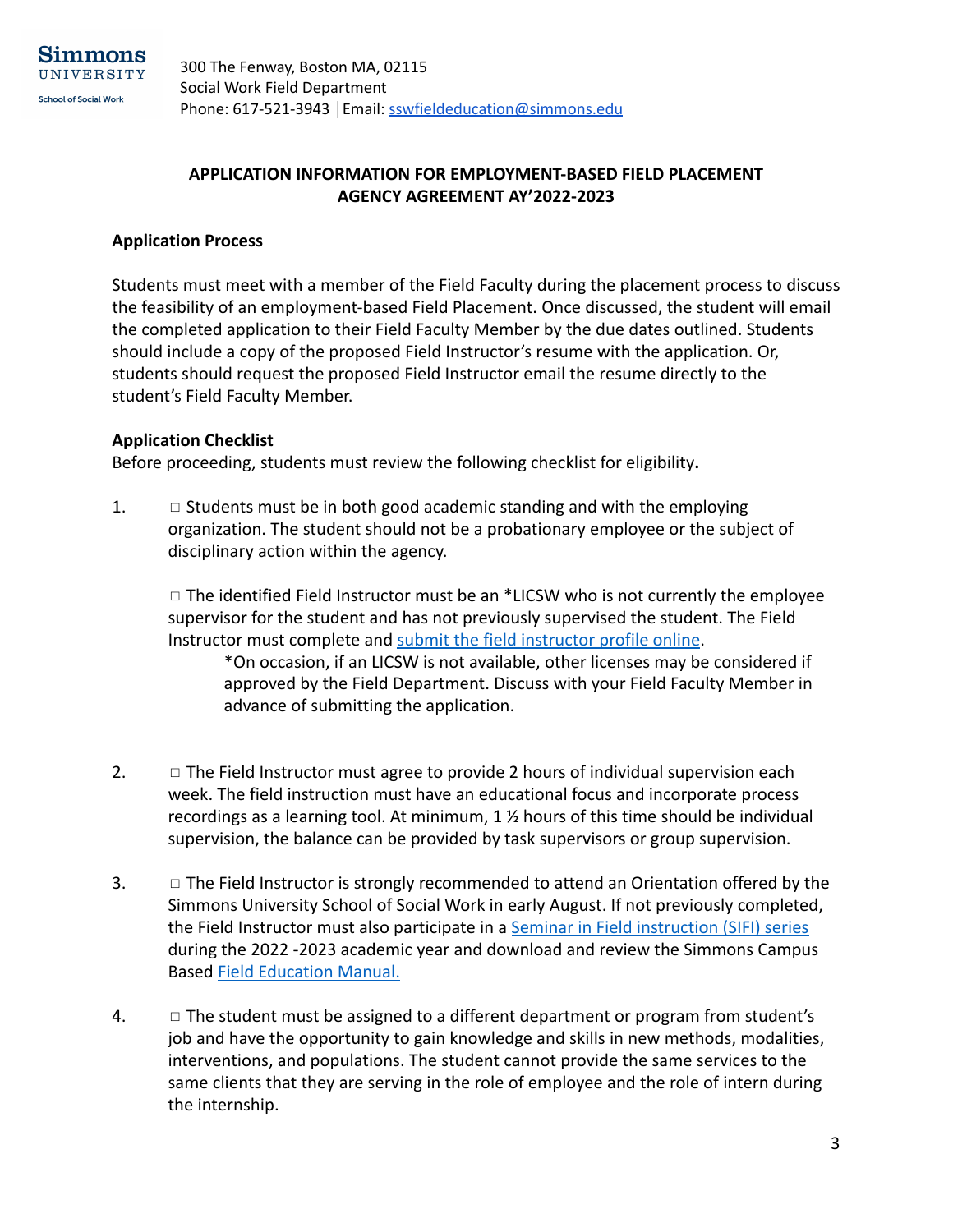Simmons UNIVERSITY School of Social Work

300 The Fenway, Boston MA, 02115
Social Work Field Department
Phone: 617-521-3943 | Email: [sswfieldeducation@simmons.edu](mailto:sswfieldeducation@simmons.edu)

## APPLICATION INFORMATION FOR EMPLOYMENT-BASED FIELD PLACEMENT AGENCY AGREEMENT AY'2022-2023

### Application Process

Students must meet with a member of the Field Faculty during the placement process to discuss the feasibility of an employment-based Field Placement. Once discussed, the student will email the completed application to their Field Faculty Member by the due dates outlined. Students should include a copy of the proposed Field Instructor's resume with the application. Or, students should request the proposed Field Instructor email the resume directly to the student's Field Faculty Member.

### Application Checklist

Before proceeding, students must review the following checklist for eligibility**.**

1. □ Students must be in both good academic standing and with the employing organization. The student should not be a probationary employee or the subject of disciplinary action within the agency.

   □ The identified Field Instructor must be an *LICSW who is not currently the employee supervisor for the student and has not previously supervised the student. The Field Instructor must complete and submit the field instructor profile online.

   *On occasion, if an LICSW is not available, other licenses may be considered if approved by the Field Department. Discuss with your Field Faculty Member in advance of submitting the application.

2. □ The Field Instructor must agree to provide 2 hours of individual supervision each week. The field instruction must have an educational focus and incorporate process recordings as a learning tool. At minimum, 1 ½ hours of this time should be individual supervision, the balance can be provided by task supervisors or group supervision.

3. □ The Field Instructor is strongly recommended to attend an Orientation offered by the Simmons University School of Social Work in early August. If not previously completed, the Field Instructor must also participate in a Seminar in Field instruction (SIFI) series during the 2022 -2023 academic year and download and review the Simmons Campus Based Field Education Manual.

4. □ The student must be assigned to a different department or program from student's job and have the opportunity to gain knowledge and skills in new methods, modalities, interventions, and populations. The student cannot provide the same services to the same clients that they are serving in the role of employee and the role of intern during the internship.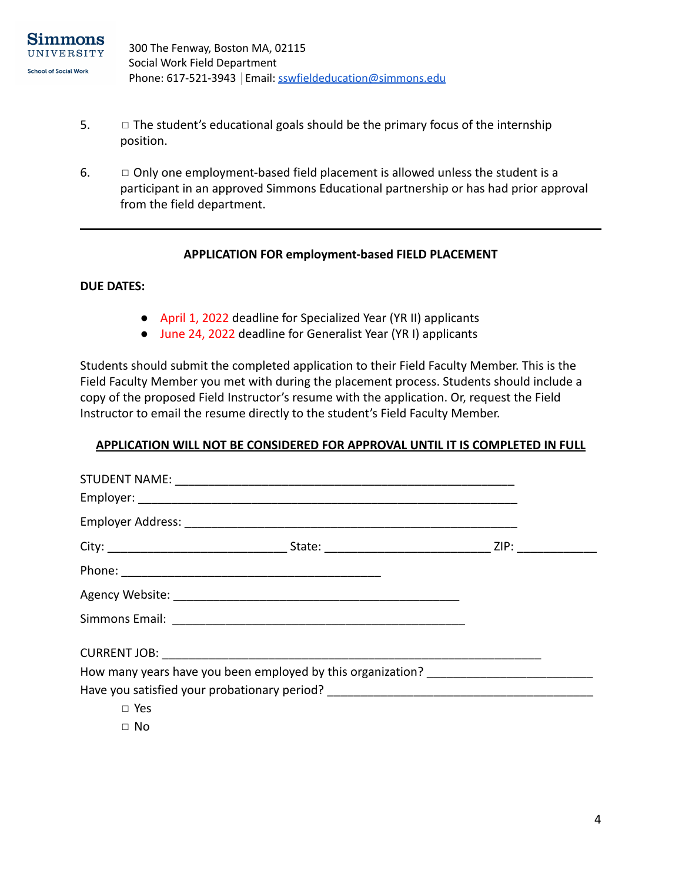5. □ The student's educational goals should be the primary focus of the internship position.

6. □ Only one employment-based field placement is allowed unless the student is a participant in an approved Simmons Educational partnership or has had prior approval from the field department.

---

**APPLICATION FOR employment-based FIELD PLACEMENT**

**DUE DATES:**

- April 1, 2022 deadline for Specialized Year (YR II) applicants
- June 24, 2022 deadline for Generalist Year (YR I) applicants

Students should submit the completed application to their Field Faculty Member. This is the Field Faculty Member you met with during the placement process. Students should include a copy of the proposed Field Instructor's resume with the application. Or, request the Field Instructor to email the resume directly to the student's Field Faculty Member.

**APPLICATION WILL NOT BE CONSIDERED FOR APPROVAL UNTIL IT IS COMPLETED IN FULL**

STUDENT NAME: ____________________________________________________

Employer: ___________________________________________________________

Employer Address: ___________________________________________________

City: ___________________________ State: _________________________ ZIP: ____________

Phone: ________________________________________

Agency Website: ____________________________________________

Simmons Email: _____________________________________________

CURRENT JOB: __________________________________________________________

How many years have you been employed by this organization? _________________________

Have you satisfied your probationary period? ________________________________________

- □ Yes
- □ No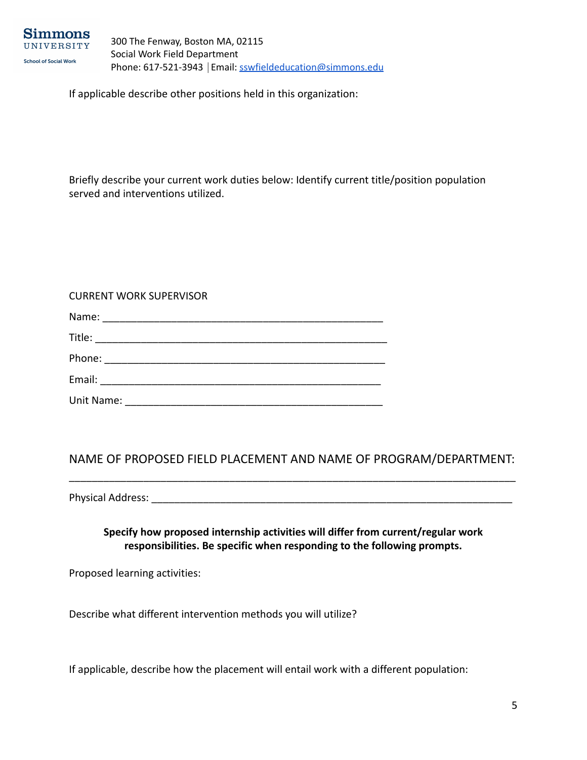If applicable describe other positions held in this organization:

Briefly describe your current work duties below: Identify current title/position population served and interventions utilized.

CURRENT WORK SUPERVISOR

Name: ______________________________________________

Title: ______________________________________________

Phone: ______________________________________________

Email: ______________________________________________

Unit Name: ______________________________________________

NAME OF PROPOSED FIELD PLACEMENT AND NAME OF PROGRAM/DEPARTMENT:

______________________________________________________________________

Physical Address: ______________________________________________

**Specify how proposed internship activities will differ from current/regular work responsibilities. Be specific when responding to the following prompts.**

Proposed learning activities:

Describe what different intervention methods you will utilize?

If applicable, describe how the placement will entail work with a different population: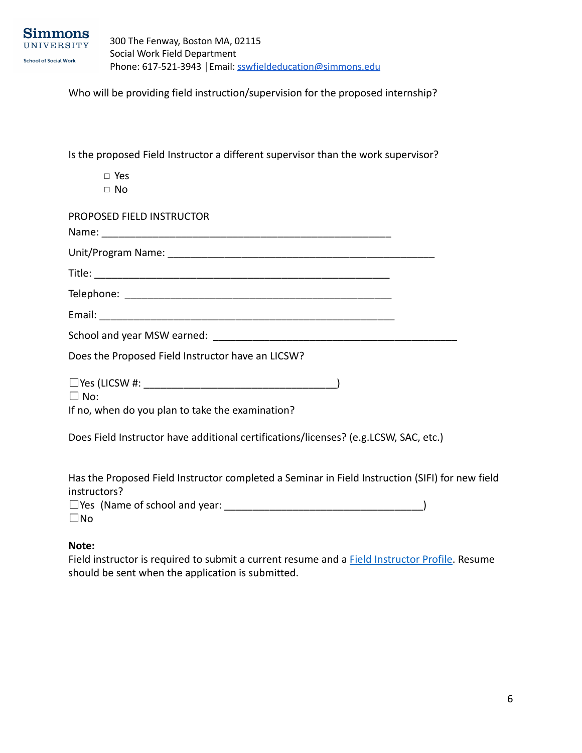Who will be providing field instruction/supervision for the proposed internship?

Is the proposed Field Instructor a different supervisor than the work supervisor?

- □ Yes
- □ No

PROPOSED FIELD INSTRUCTOR

Name: ____________________________________________________

Unit/Program Name: ________________________________________________

Title: _____________________________________________________

Telephone: ________________________________________________

Email: _____________________________________________________

School and year MSW earned: ____________________________________________

Does the Proposed Field Instructor have an LICSW?

☐Yes (LICSW #: __________________________________)
☐ No:
If no, when do you plan to take the examination?

Does Field Instructor have additional certifications/licenses? (e.g.LCSW, SAC, etc.)

Has the Proposed Field Instructor completed a Seminar in Field Instruction (SIFI) for new field instructors?
☐Yes (Name of school and year: ___________________________________)
☐No

**Note:**
Field instructor is required to submit a current resume and a [Field Instructor Profile](). Resume should be sent when the application is submitted.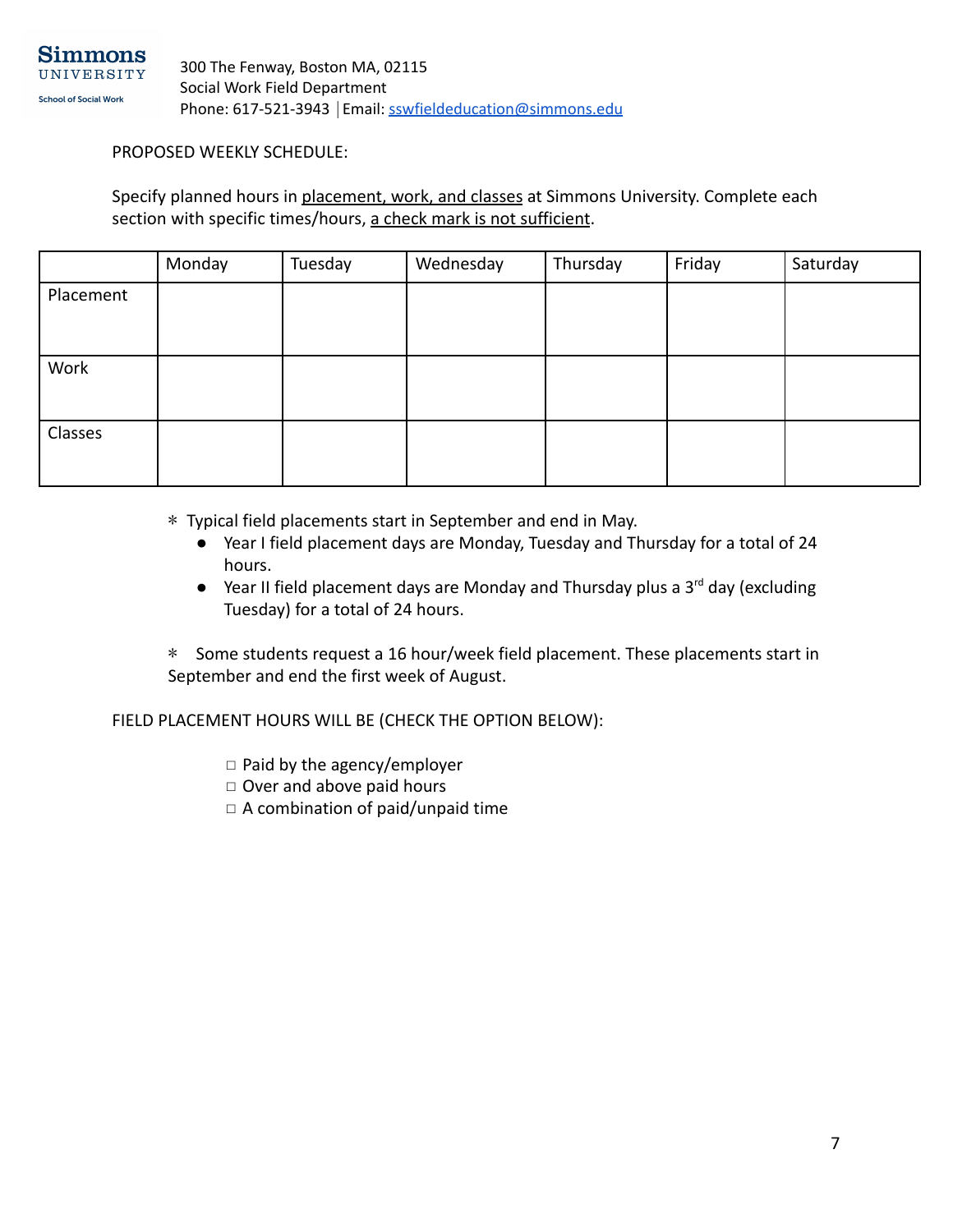Simmons University
School of Social Work

300 The Fenway, Boston MA, 02115
Social Work Field Department
Phone: 617-521-3943 │Email: sswfieldeducation@simmons.edu

PROPOSED WEEKLY SCHEDULE:

Specify planned hours in <u>placement, work, and classes</u> at Simmons University. Complete each section with specific times/hours, <u>a check mark is not sufficient</u>.

| | Monday | Tuesday | Wednesday | Thursday | Friday | Saturday |
|---|---|---|---|---|---|---|
| Placement | | | | | | |
| Work | | | | | | |
| Classes | | | | | | |

∗ Typical field placements start in September and end in May.

- Year I field placement days are Monday, Tuesday and Thursday for a total of 24 hours.
- Year II field placement days are Monday and Thursday plus a 3rd day (excluding Tuesday) for a total of 24 hours.

∗ Some students request a 16 hour/week field placement. These placements start in September and end the first week of August.

FIELD PLACEMENT HOURS WILL BE (CHECK THE OPTION BELOW):

- □ Paid by the agency/employer
- □ Over and above paid hours
- □ A combination of paid/unpaid time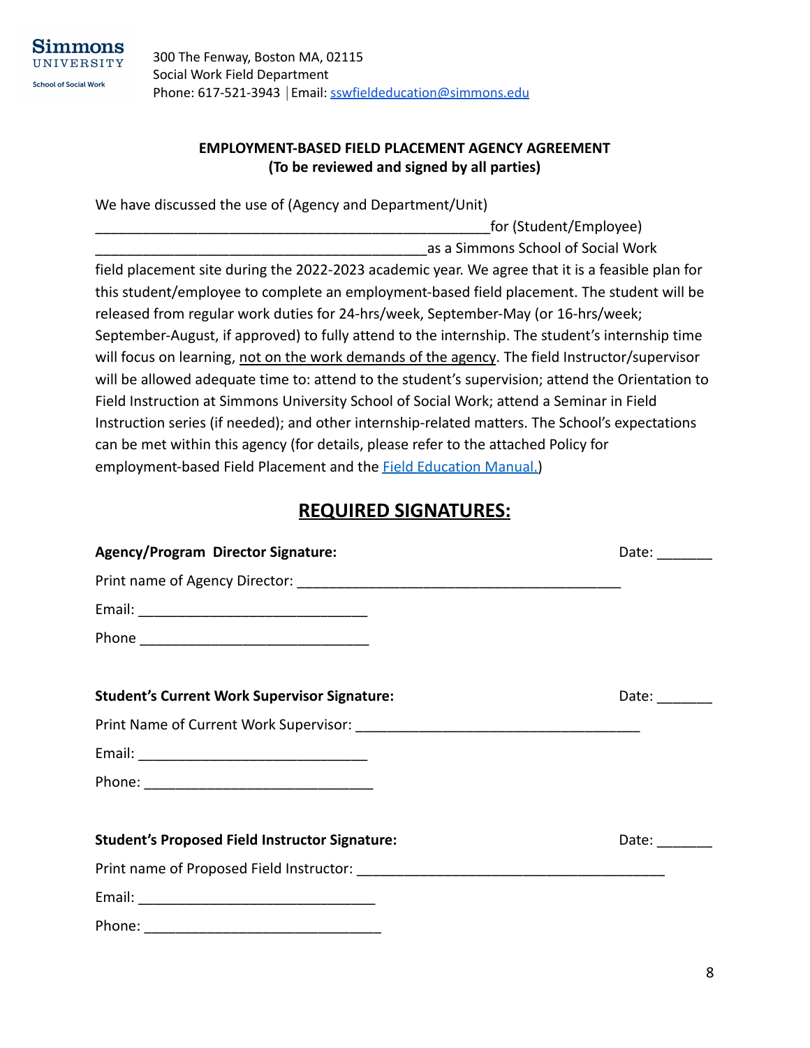Simmons UNIVERSITY School of Social Work

300 The Fenway, Boston MA, 02115
Social Work Field Department
Phone: 617-521-3943 │Email: sswfieldeducation@simmons.edu

**EMPLOYMENT-BASED FIELD PLACEMENT AGENCY AGREEMENT**
**(To be reviewed and signed by all parties)**

We have discussed the use of (Agency and Department/Unit) ___________________________________________________for (Student/Employee) ___________________________________________as a Simmons School of Social Work field placement site during the 2022-2023 academic year. We agree that it is a feasible plan for this student/employee to complete an employment-based field placement. The student will be released from regular work duties for 24-hrs/week, September-May (or 16-hrs/week; September-August, if approved) to fully attend to the internship. The student's internship time will focus on learning, <u>not on the work demands of the agency</u>. The field Instructor/supervisor will be allowed adequate time to: attend to the student's supervision; attend the Orientation to Field Instruction at Simmons University School of Social Work; attend a Seminar in Field Instruction series (if needed); and other internship-related matters. The School's expectations can be met within this agency (for details, please refer to the attached Policy for employment-based Field Placement and the Field Education Manual.)

## REQUIRED SIGNATURES:

**Agency/Program Director Signature:** Date: _______

Print name of Agency Director: ___________________________________________

Email: ______________________________

Phone ______________________________

**Student's Current Work Supervisor Signature:** Date: _______

Print Name of Current Work Supervisor: _____________________________________

Email: ______________________________

Phone: ______________________________

**Student's Proposed Field Instructor Signature:** Date: _______

Print name of Proposed Field Instructor: ________________________________________

Email: _______________________________

Phone: _______________________________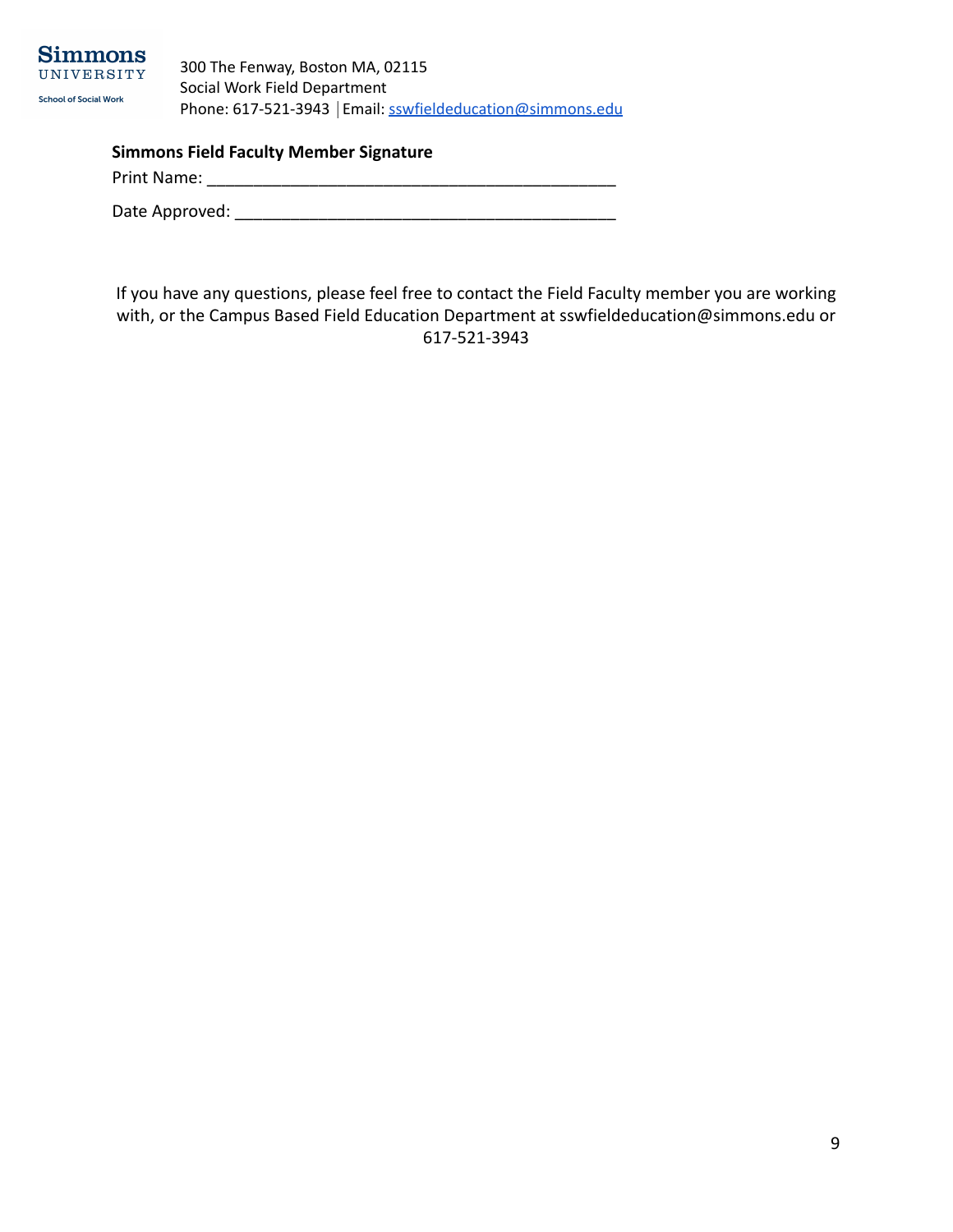**Simmons Field Faculty Member Signature**

Print Name: ____________________________________________

Date Approved: _________________________________________

If you have any questions, please feel free to contact the Field Faculty member you are working with, or the Campus Based Field Education Department at sswfieldeducation@simmons.edu or 617-521-3943